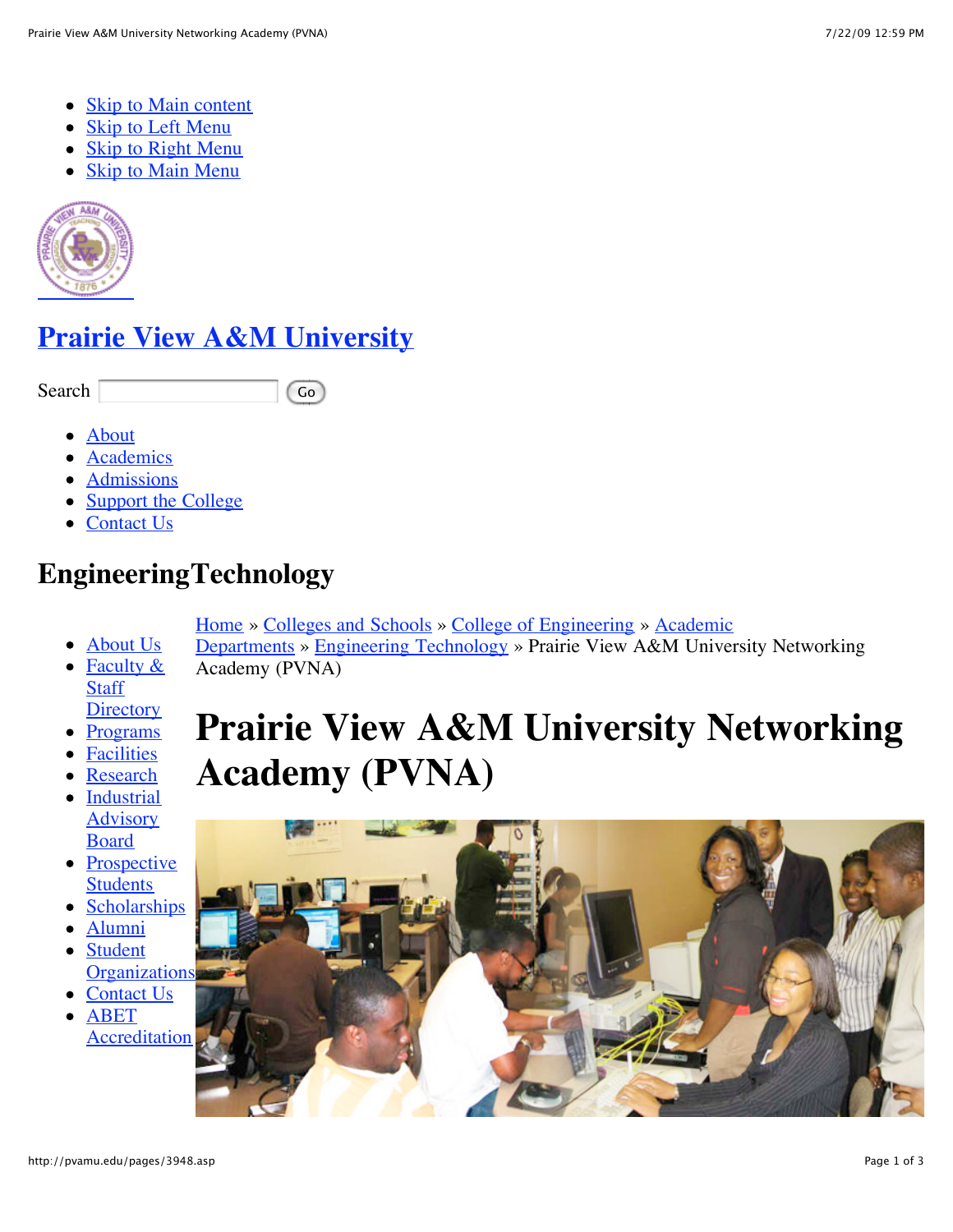- Skip to Main content
- Skip to Left Menu
- Skip to Right Menu
- Skip to Main Menu

# Prairie View A&M University

Search [ ] Go

- About
- Academics
- Admissions
- Support the College
- Contact Us

## EngineeringTechnology

- About Us
- Faculty & Staff Directory
- Programs
- Facilities
- Research
- Industrial Advisory Board
- Prospective Students
- Scholarships
- Alumni
- Student Organizations
- Contact Us
- ABET Accreditation

Home » Colleges and Schools » College of Engineering » Academic Departments » Engineering Technology » Prairie View A&M University Networking Academy (PVNA)

# Prairie View A&M University Networking Academy (PVNA)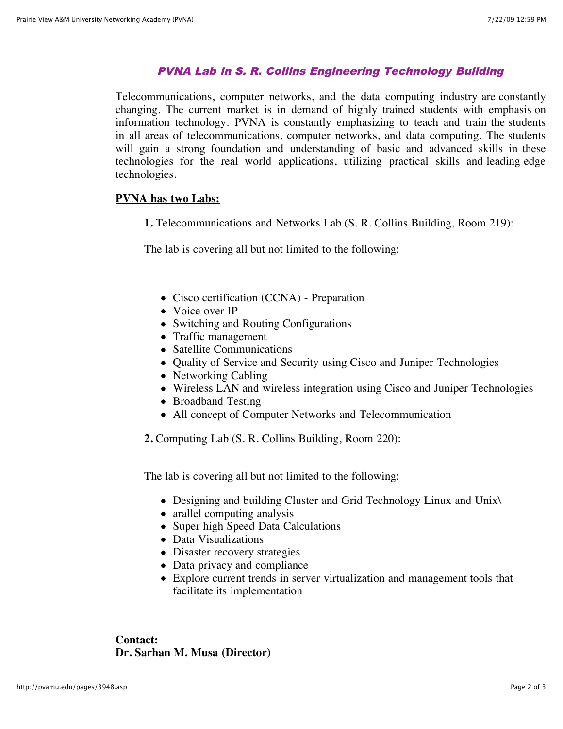## *PVNA Lab in S. R. Collins Engineering Technology Building*

Telecommunications, computer networks, and the data computing industry are constantly changing. The current market is in demand of highly trained students with emphasis on information technology. PVNA is constantly emphasizing to teach and train the students in all areas of telecommunications, computer networks, and data computing. The students will gain a strong foundation and understanding of basic and advanced skills in these technologies for the real world applications, utilizing practical skills and leading edge technologies.

**PVNA has two Labs:**

**1.** Telecommunications and Networks Lab (S. R. Collins Building, Room 219):

The lab is covering all but not limited to the following:

- Cisco certification (CCNA) - Preparation
- Voice over IP
- Switching and Routing Configurations
- Traffic management
- Satellite Communications
- Quality of Service and Security using Cisco and Juniper Technologies
- Networking Cabling
- Wireless LAN and wireless integration using Cisco and Juniper Technologies
- Broadband Testing
- All concept of Computer Networks and Telecommunication

**2.** Computing Lab (S. R. Collins Building, Room 220):

The lab is covering all but not limited to the following:

- Designing and building Cluster and Grid Technology Linux and Unix\
- arallel computing analysis
- Super high Speed Data Calculations
- Data Visualizations
- Disaster recovery strategies
- Data privacy and compliance
- Explore current trends in server virtualization and management tools that facilitate its implementation

**Contact:**
**Dr. Sarhan M. Musa (Director)**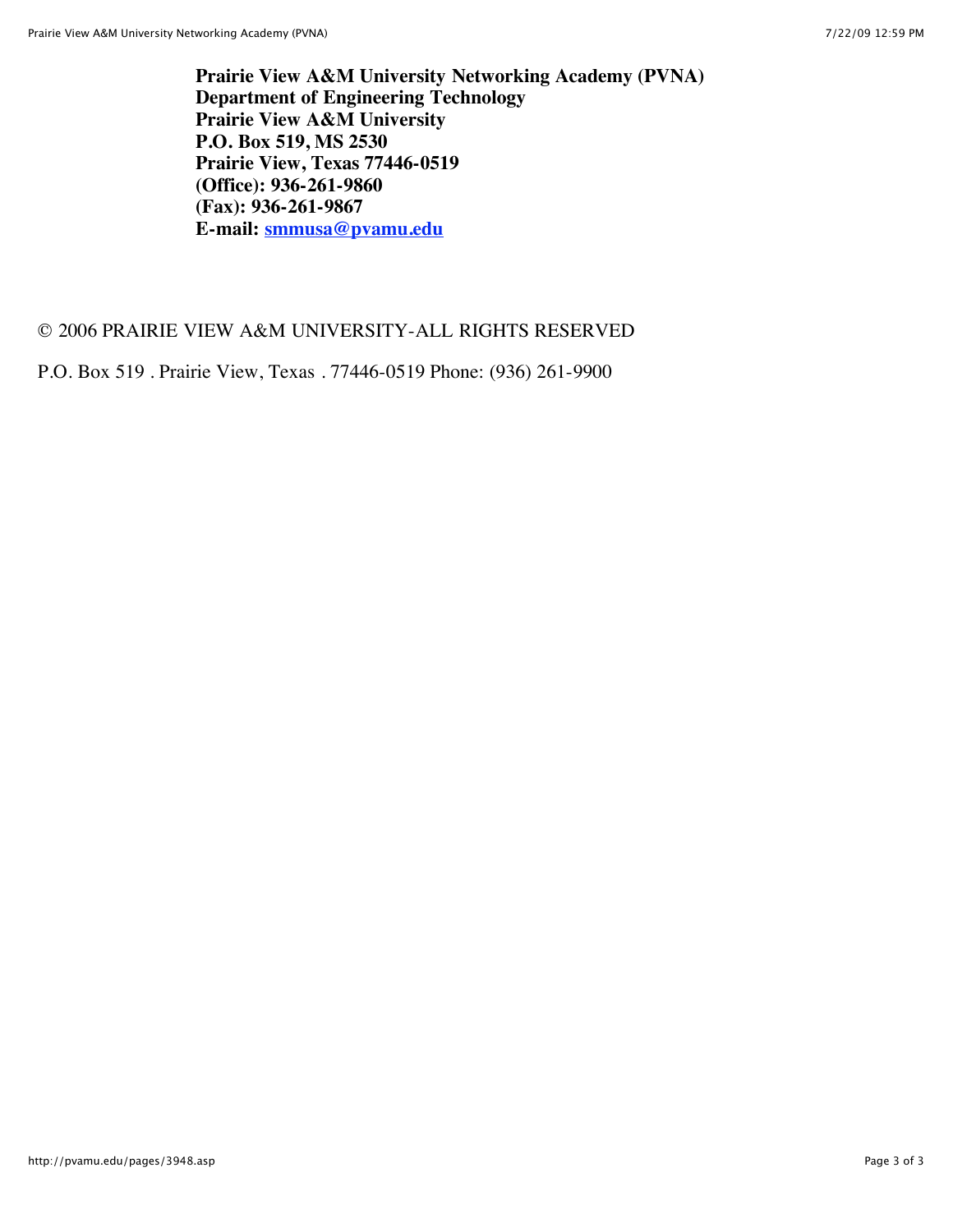**Prairie View A&M University Networking Academy (PVNA)**
**Department of Engineering Technology**
**Prairie View A&M University**
**P.O. Box 519, MS 2530**
**Prairie View, Texas 77446-0519**
**(Office): 936-261-9860**
**(Fax): 936-261-9867**
**E-mail: smmusa@pvamu.edu**

© 2006 PRAIRIE VIEW A&M UNIVERSITY-ALL RIGHTS RESERVED

P.O. Box 519 . Prairie View, Texas . 77446-0519 Phone: (936) 261-9900